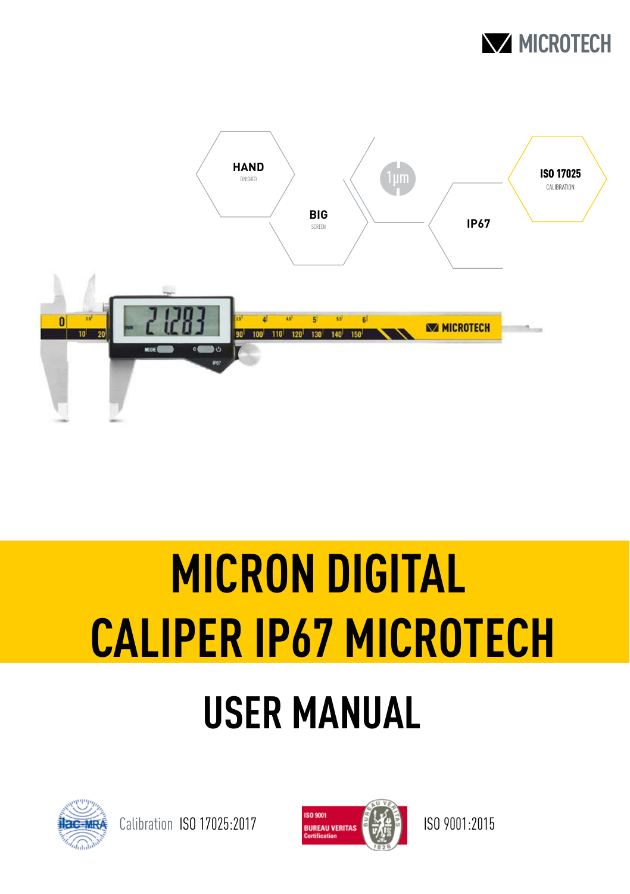MICROTECH

HAND
FINISHED

BIG
SCREEN

1µm

IP67

ISO 17025
CALIBRATION

# MICRON DIGITAL CALIPER IP67 MICROTECH

## USER MANUAL

Calibration ISO 17025:2017

ISO 9001:2015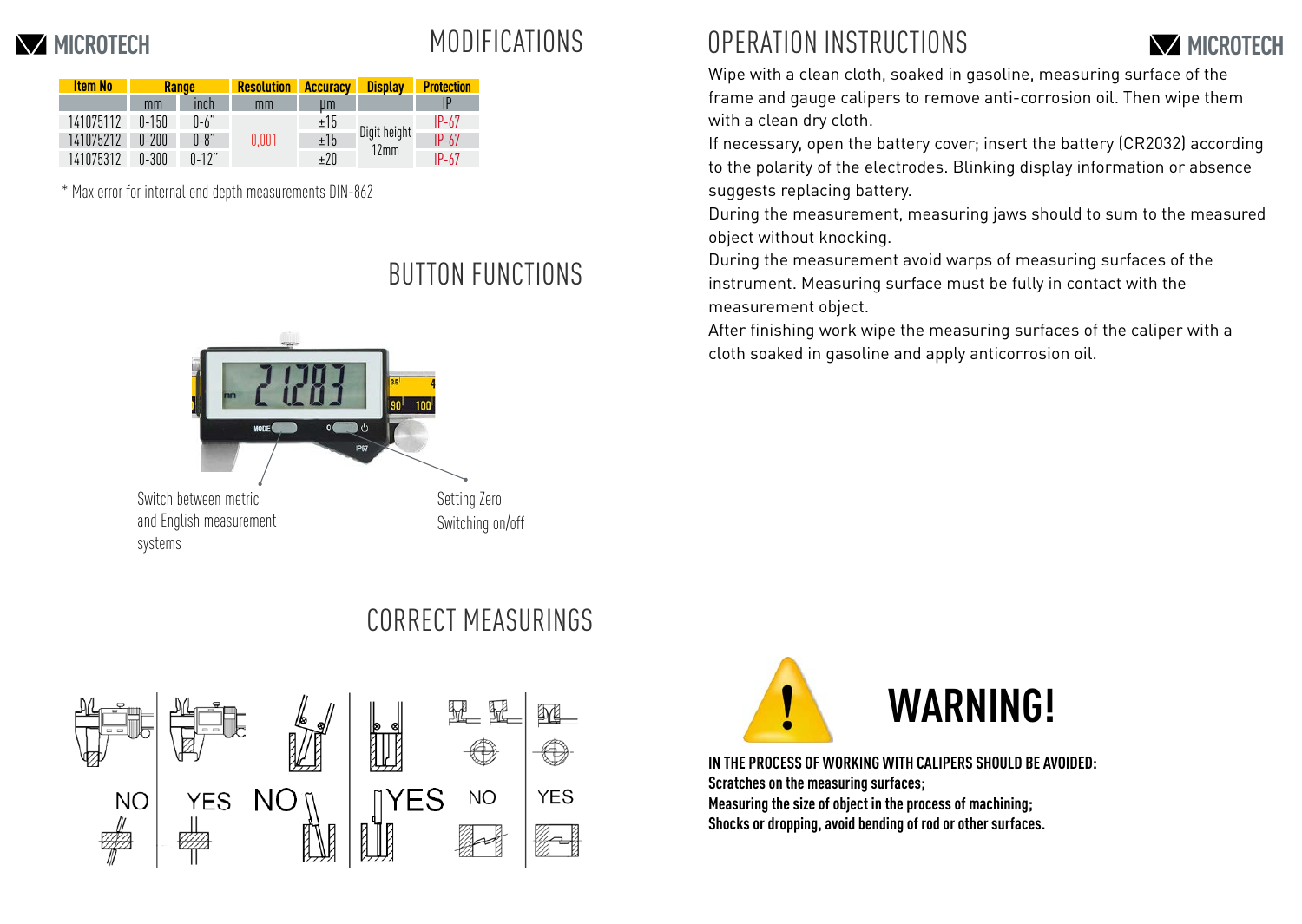# MODIFICATIONS

| Item No | Range | | Resolution | Accuracy | Display | Protection |
|---|---|---|---|---|---|---|
| | mm | inch | mm | μm | | IP |
| 141075112 | 0-150 | 0-6" | 0,001 | ±15 | Digit height 12mm | IP-67 |
| 141075212 | 0-200 | 0-8" | | ±15 | | IP-67 |
| 141075312 | 0-300 | 0-12" | | ±20 | | IP-67 |

* Max error for internal end depth measurements DIN-862

# BUTTON FUNCTIONS

Switch between metric and English measurement systems

Setting Zero
Switching on/off

# CORRECT MEASURINGS

NO YES NO YES NO YES

# OPERATION INSTRUCTIONS

Wipe with a clean cloth, soaked in gasoline, measuring surface of the frame and gauge calipers to remove anti-corrosion oil. Then wipe them with a clean dry cloth.

If necessary, open the battery cover; insert the battery (CR2032) according to the polarity of the electrodes. Blinking display information or absence suggests replacing battery.

During the measurement, measuring jaws should to sum to the measured object without knocking.

During the measurement avoid warps of measuring surfaces of the instrument. Measuring surface must be fully in contact with the measurement object.

After finishing work wipe the measuring surfaces of the caliper with a cloth soaked in gasoline and apply anticorrosion oil.

# WARNING!

**IN THE PROCESS OF WORKING WITH CALIPERS SHOULD BE AVOIDED:**
**Scratches on the measuring surfaces;**
**Measuring the size of object in the process of machining;**
**Shocks or dropping, avoid bending of rod or other surfaces.**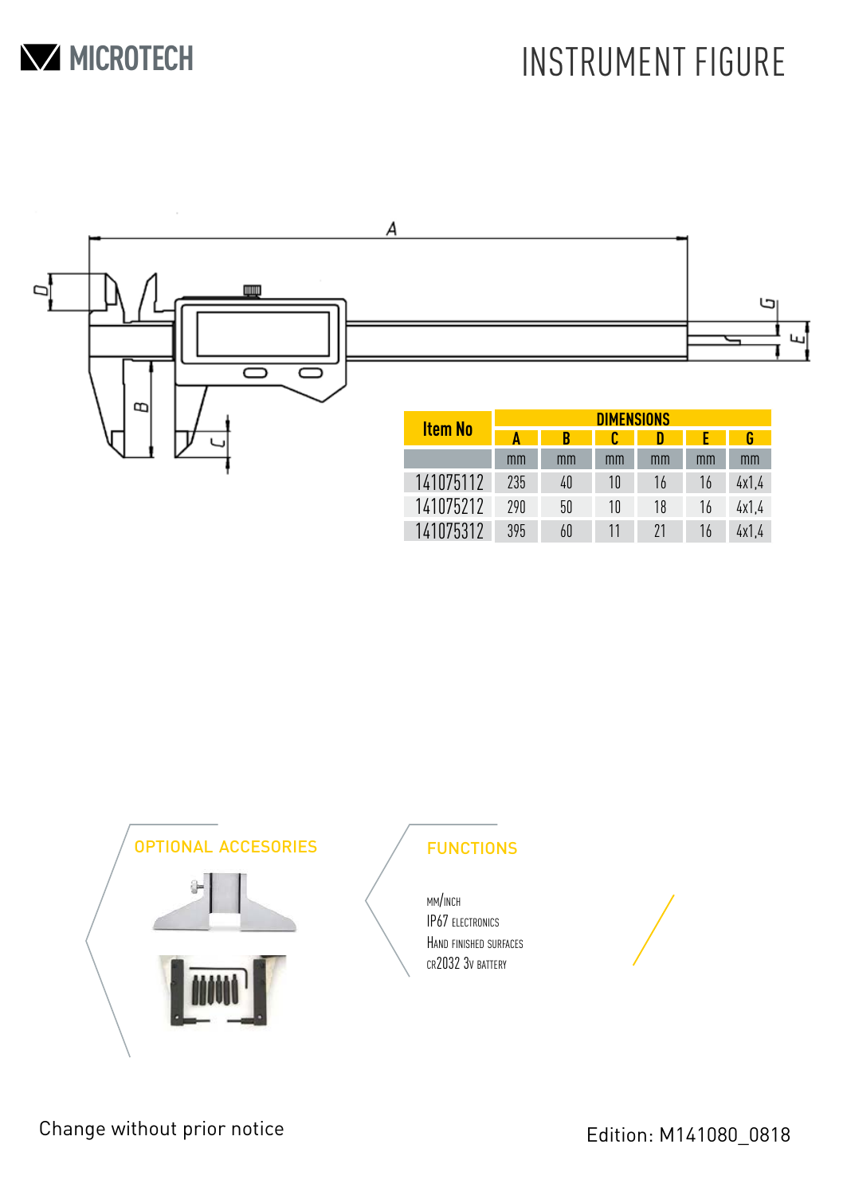# INSTRUCTION FIGURE

MICROTECH

# INSTRUMENT FIGURE

A

D

G

E

B

C

| Item No | DIMENSIONS | | | | | |
|---|---|---|---|---|---|---|
| | A | B | C | D | E | G |
| | mm | mm | mm | mm | mm | mm |
| 141075112 | 235 | 40 | 10 | 16 | 16 | 4x1,4 |
| 141075212 | 290 | 50 | 10 | 18 | 16 | 4x1,4 |
| 141075312 | 395 | 60 | 11 | 21 | 16 | 4x1,4 |

## OPTIONAL ACCESORIES

## FUNCTIONS

MM/INCH

IP67 ELECTRONICS

HAND FINISHED SURFACES

CR2032 3V BATTERY

Change without prior notice

Edition: M141080_0818